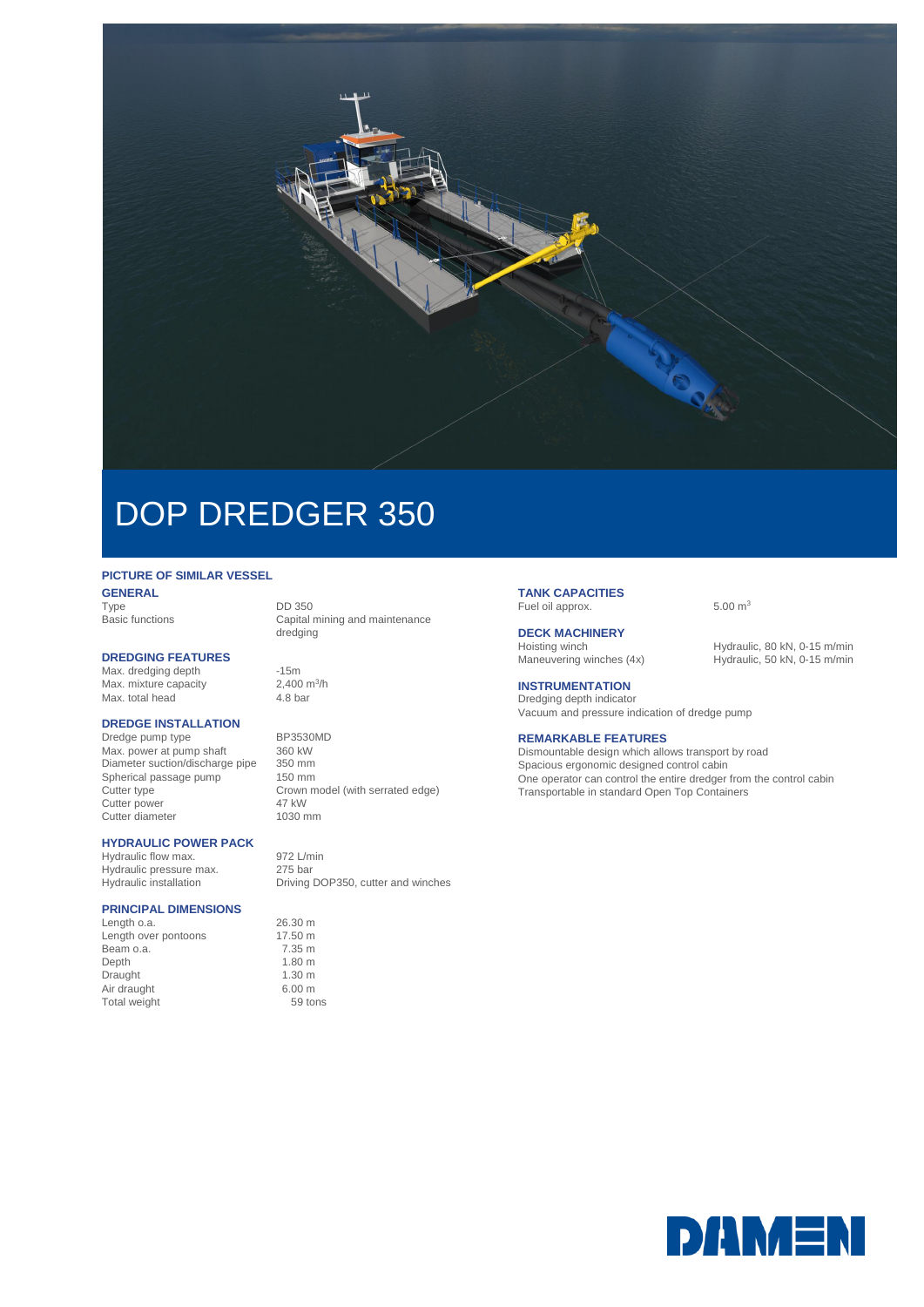# DOP DREDGER 350

## PICTURE OF SIMILAR VESSEL

### GENERAL

| | |
|---|---|
| Type | DD 350 |
| Basic functions | Capital mining and maintenance dredging |

### DREDGING FEATURES

| | |
|---|---|
| Max. dredging depth | -15m |
| Max. mixture capacity | 2,400 $m^3$/h |
| Max. total head | 4.8 bar |

### DREDGE INSTALLATION

| | |
|---|---|
| Dredge pump type | BP3530MD |
| Max. power at pump shaft | 360 kW |
| Diameter suction/discharge pipe | 350 mm |
| Spherical passage pump | 150 mm |
| Cutter type | Crown model (with serrated edge) |
| Cutter power | 47 kW |
| Cutter diameter | 1030 mm |

### HYDRAULIC POWER PACK

| | |
|---|---|
| Hydraulic flow max. | 972 L/min |
| Hydraulic pressure max. | 275 bar |
| Hydraulic installation | Driving DOP350, cutter and winches |

### PRINCIPAL DIMENSIONS

| | |
|---|---|
| Length o.a. | 26.30 m |
| Length over pontoons | 17.50 m |
| Beam o.a. | 7.35 m |
| Depth | 1.80 m |
| Draught | 1.30 m |
| Air draught | 6.00 m |
| Total weight | 59 tons |

### TANK CAPACITIES

| | |
|---|---|
| Fuel oil approx. | 5.00 $m^3$ |

### DECK MACHINERY

| | |
|---|---|
| Hoisting winch | Hydraulic, 80 kN, 0-15 m/min |
| Maneuvering winches (4x) | Hydraulic, 50 kN, 0-15 m/min |

### INSTRUMENTATION

Dredging depth indicator
Vacuum and pressure indication of dredge pump

### REMARKABLE FEATURES

Dismountable design which allows transport by road
Spacious ergonomic designed control cabin
One operator can control the entire dredger from the control cabin
Transportable in standard Open Top Containers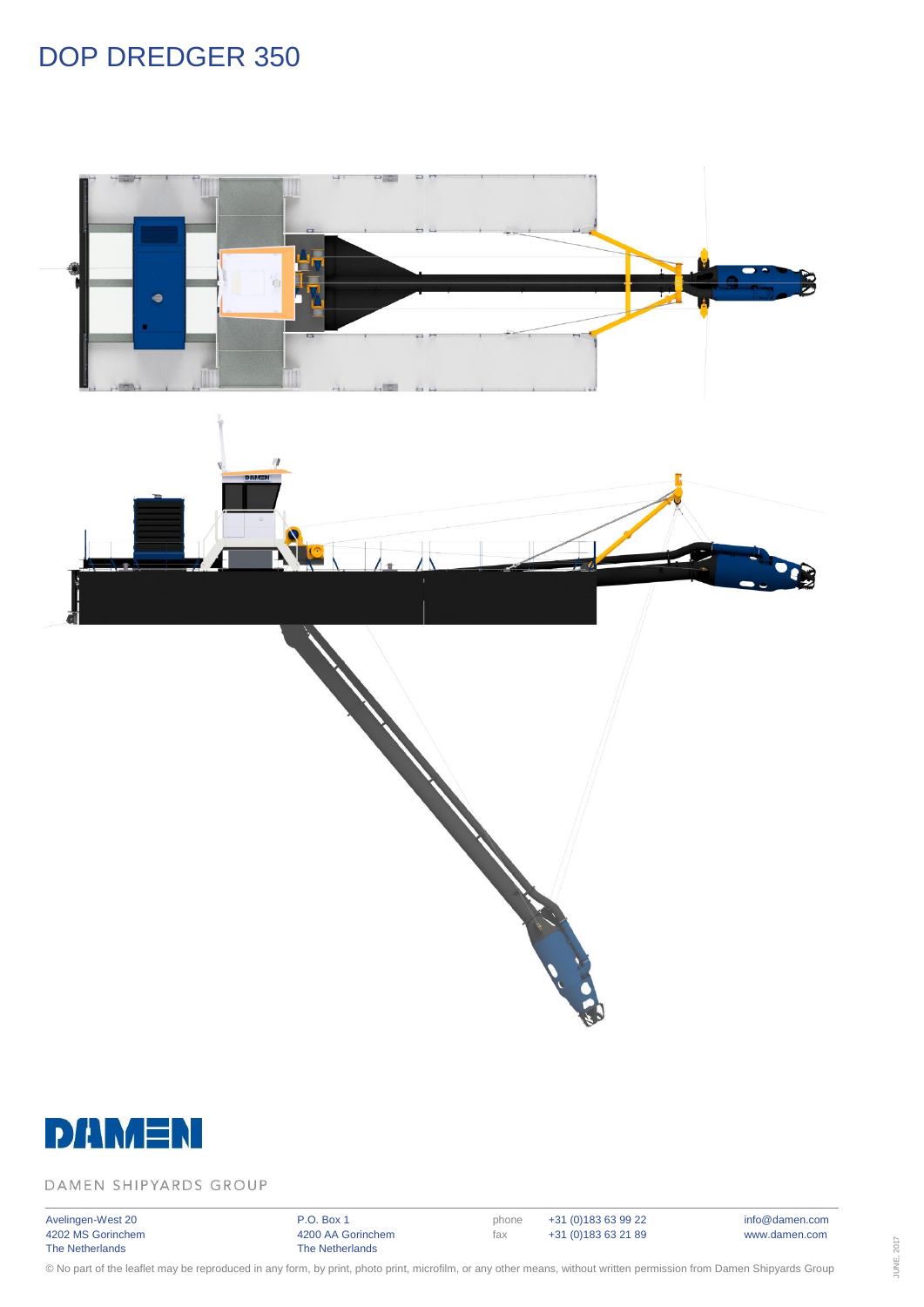# DOP DREDGER 350

DAMEN SHIPYARDS GROUP

Avelingen-West 20
4202 MS Gorinchem
The Netherlands

P.O. Box 1
4200 AA Gorinchem
The Netherlands

phone +31 (0)183 63 99 22
fax +31 (0)183 63 21 89

info@damen.com
www.damen.com

© No part of the leaflet may be reproduced in any form, by print, photo print, microfilm, or any other means, without written permission from Damen Shipyards Group

JUNE, 2017